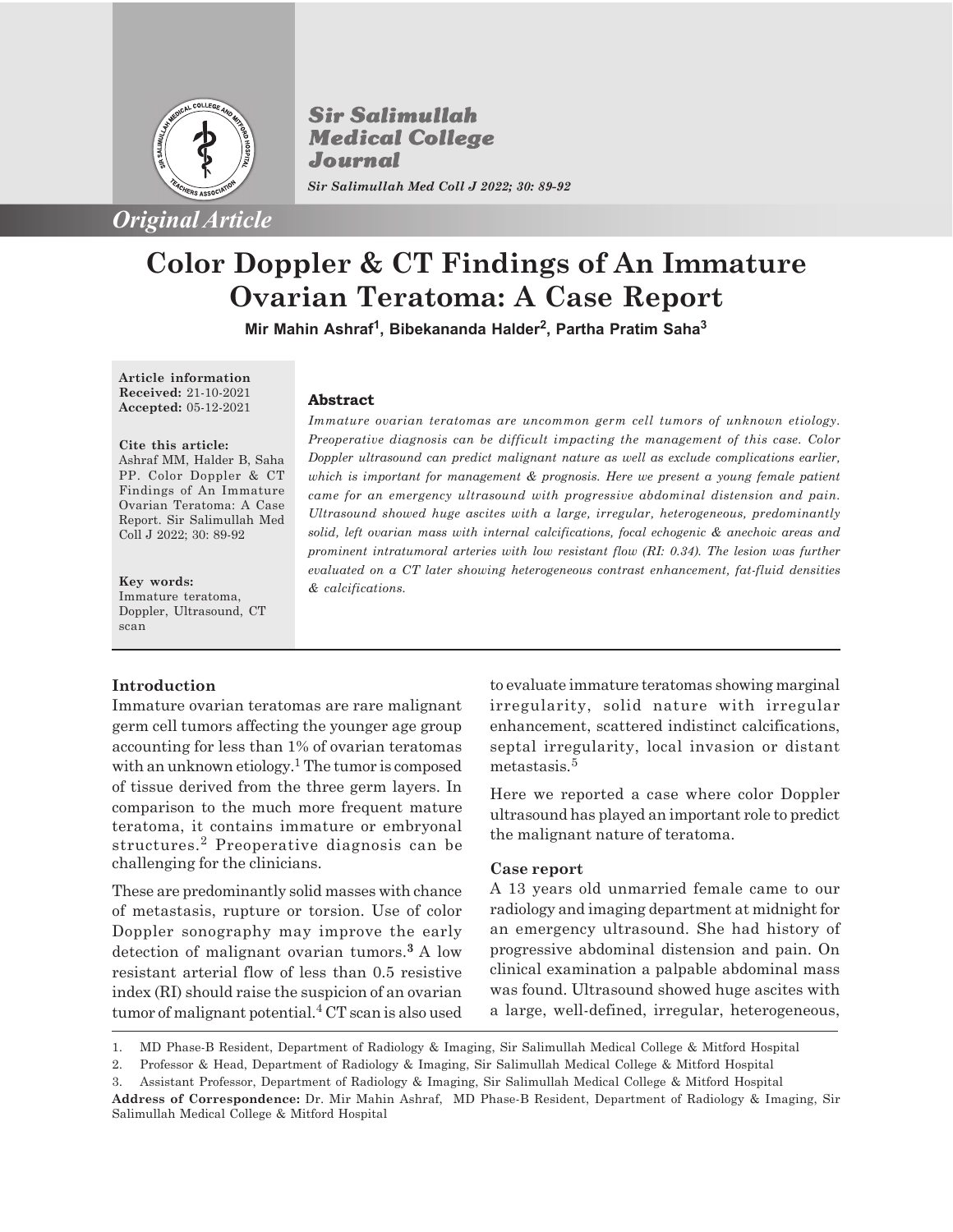*Original Article*

# Color Doppler & CT Findings of An Immature Ovarian Teratoma: A Case Report

**Mir Mahin Ashraf[1], Bibekananda Halder[2], Partha Pratim Saha[3]**

**Article information**
**Received:** 21-10-2021
**Accepted:** 05-12-2021

**Cite this article:**
Ashraf MM, Halder B, Saha PP. Color Doppler & CT Findings of An Immature Ovarian Teratoma: A Case Report. Sir Salimullah Med Coll J 2022; 30: 89-92

**Key words:**
Immature teratoma, Doppler, Ultrasound, CT scan

### Abstract

*Immature ovarian teratomas are uncommon germ cell tumors of unknown etiology. Preoperative diagnosis can be difficult impacting the management of this case. Color Doppler ultrasound can predict malignant nature as well as exclude complications earlier, which is important for management & prognosis. Here we present a young female patient came for an emergency ultrasound with progressive abdominal distension and pain. Ultrasound showed huge ascites with a large, irregular, heterogeneous, predominantly solid, left ovarian mass with internal calcifications, focal echogenic & anechoic areas and prominent intratumoral arteries with low resistant flow (RI: 0.34). The lesion was further evaluated on a CT later showing heterogeneous contrast enhancement, fat-fluid densities & calcifications.*

## Introduction

Immature ovarian teratomas are rare malignant germ cell tumors affecting the younger age group accounting for less than 1% of ovarian teratomas with an unknown etiology.[1] The tumor is composed of tissue derived from the three germ layers. In comparison to the much more frequent mature teratoma, it contains immature or embryonal structures.[2] Preoperative diagnosis can be challenging for the clinicians.

These are predominantly solid masses with chance of metastasis, rupture or torsion. Use of color Doppler sonography may improve the early detection of malignant ovarian tumors.[3] A low resistant arterial flow of less than 0.5 resistive index (RI) should raise the suspicion of an ovarian tumor of malignant potential.[4] CT scan is also used to evaluate immature teratomas showing marginal irregularity, solid nature with irregular enhancement, scattered indistinct calcifications, septal irregularity, local invasion or distant metastasis.[5]

Here we reported a case where color Doppler ultrasound has played an important role to predict the malignant nature of teratoma.

### Case report

A 13 years old unmarried female came to our radiology and imaging department at midnight for an emergency ultrasound. She had history of progressive abdominal distension and pain. On clinical examination a palpable abdominal mass was found. Ultrasound showed huge ascites with a large, well-defined, irregular, heterogeneous,

---

1. MD Phase-B Resident, Department of Radiology & Imaging, Sir Salimullah Medical College & Mitford Hospital
2. Professor & Head, Department of Radiology & Imaging, Sir Salimullah Medical College & Mitford Hospital
3. Assistant Professor, Department of Radiology & Imaging, Sir Salimullah Medical College & Mitford Hospital

**Address of Correspondence:** Dr. Mir Mahin Ashraf, MD Phase-B Resident, Department of Radiology & Imaging, Sir Salimullah Medical College & Mitford Hospital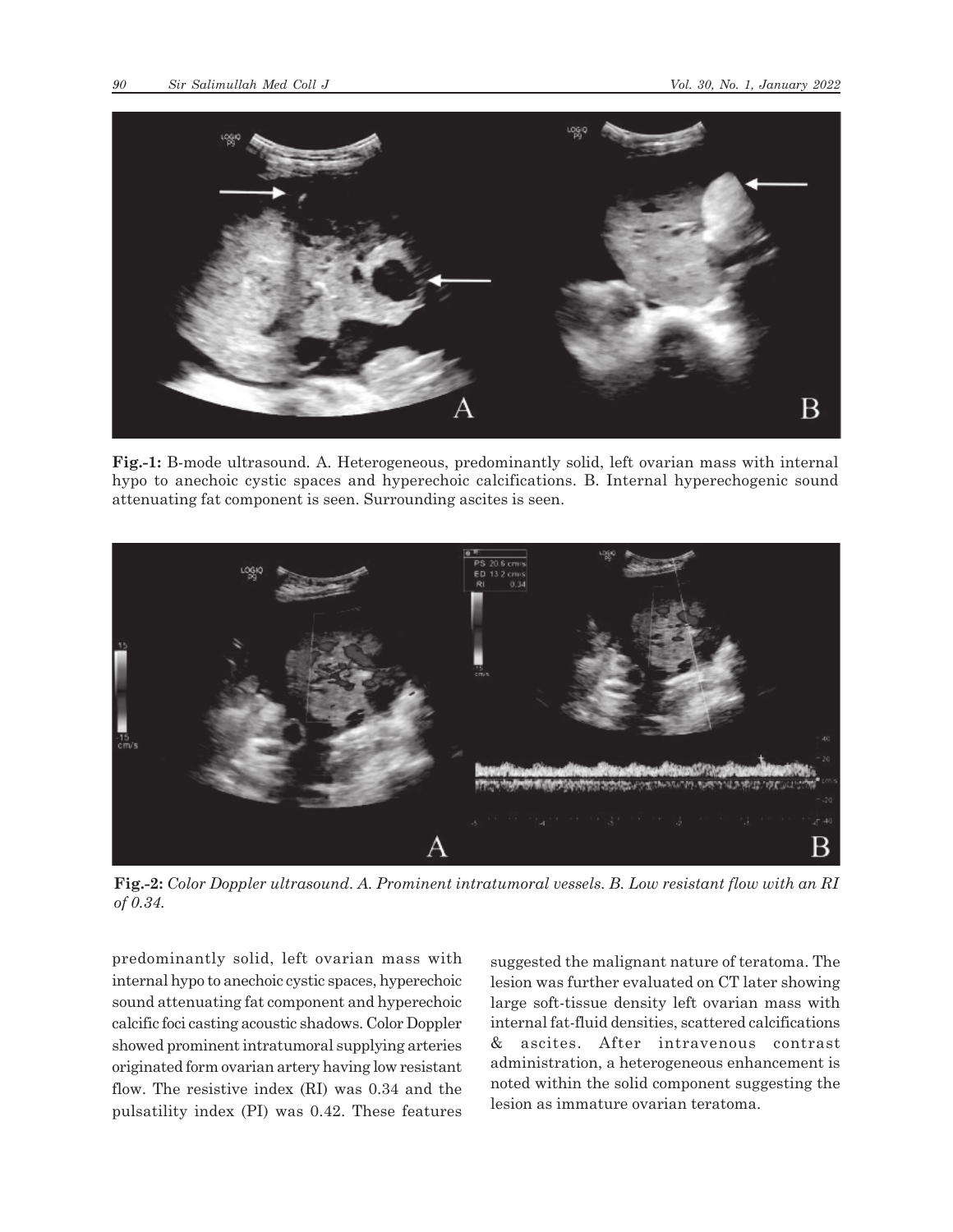**Fig.-1:** B-mode ultrasound. A. Heterogeneous, predominantly solid, left ovarian mass with internal hypo to anechoic cystic spaces and hyperechoic calcifications. B. Internal hyperechogenic sound attenuating fat component is seen. Surrounding ascites is seen.

**Fig.-2:** *Color Doppler ultrasound. A. Prominent intratumoral vessels. B. Low resistant flow with an RI of 0.34.*

predominantly solid, left ovarian mass with internal hypo to anechoic cystic spaces, hyperechoic sound attenuating fat component and hyperechoic calcific foci casting acoustic shadows. Color Doppler showed prominent intratumoral supplying arteries originated form ovarian artery having low resistant flow. The resistive index (RI) was 0.34 and the pulsatility index (PI) was 0.42. These features suggested the malignant nature of teratoma. The lesion was further evaluated on CT later showing large soft-tissue density left ovarian mass with internal fat-fluid densities, scattered calcifications & ascites. After intravenous contrast administration, a heterogeneous enhancement is noted within the solid component suggesting the lesion as immature ovarian teratoma.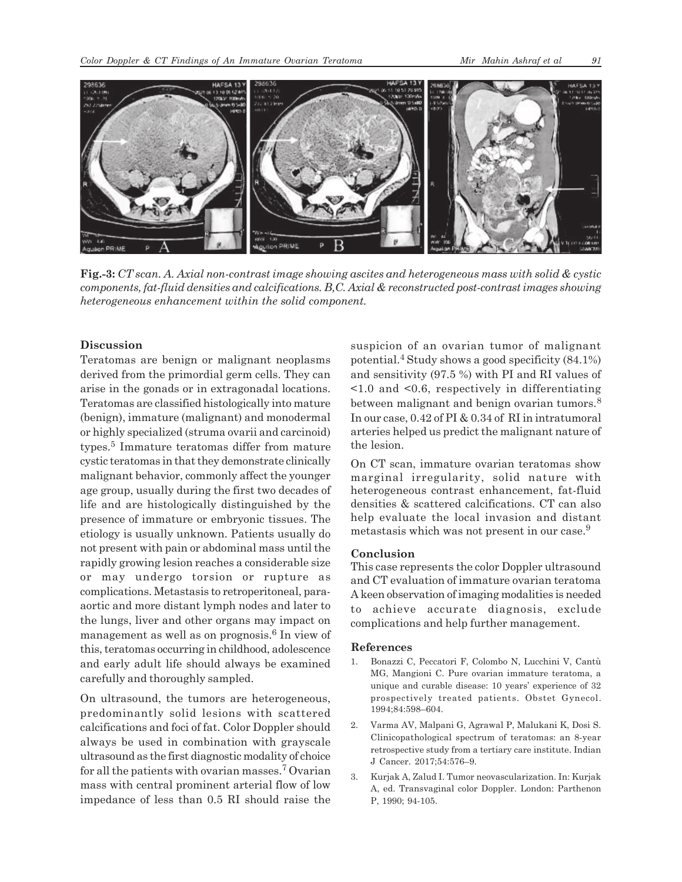**Fig.-3:** *CT scan. A. Axial non-contrast image showing ascites and heterogeneous mass with solid & cystic components, fat-fluid densities and calcifications. B,C. Axial & reconstructed post-contrast images showing heterogeneous enhancement within the solid component.*

## Discussion

Teratomas are benign or malignant neoplasms derived from the primordial germ cells. They can arise in the gonads or in extragonadal locations. Teratomas are classified histologically into mature (benign), immature (malignant) and monodermal or highly specialized (struma ovarii and carcinoid) types.[5] Immature teratomas differ from mature cystic teratomas in that they demonstrate clinically malignant behavior, commonly affect the younger age group, usually during the first two decades of life and are histologically distinguished by the presence of immature or embryonic tissues. The etiology is usually unknown. Patients usually do not present with pain or abdominal mass until the rapidly growing lesion reaches a considerable size or may undergo torsion or rupture as complications. Metastasis to retroperitoneal, para-aortic and more distant lymph nodes and later to the lungs, liver and other organs may impact on management as well as on prognosis.[6] In view of this, teratomas occurring in childhood, adolescence and early adult life should always be examined carefully and thoroughly sampled.

On ultrasound, the tumors are heterogeneous, predominantly solid lesions with scattered calcifications and foci of fat. Color Doppler should always be used in combination with grayscale ultrasound as the first diagnostic modality of choice for all the patients with ovarian masses.[7] Ovarian mass with central prominent arterial flow of low impedance of less than 0.5 RI should raise the suspicion of an ovarian tumor of malignant potential.[4] Study shows a good specificity (84.1%) and sensitivity (97.5 %) with PI and RI values of <1.0 and <0.6, respectively in differentiating between malignant and benign ovarian tumors.[8] In our case, 0.42 of PI & 0.34 of RI in intratumoral arteries helped us predict the malignant nature of the lesion.

On CT scan, immature ovarian teratomas show marginal irregularity, solid nature with heterogeneous contrast enhancement, fat-fluid densities & scattered calcifications. CT can also help evaluate the local invasion and distant metastasis which was not present in our case.[9]

## Conclusion

This case represents the color Doppler ultrasound and CT evaluation of immature ovarian teratoma A keen observation of imaging modalities is needed to achieve accurate diagnosis, exclude complications and help further management.

## References

1. Bonazzi C, Peccatori F, Colombo N, Lucchini V, Cantù MG, Mangioni C. Pure ovarian immature teratoma, a unique and curable disease: 10 years' experience of 32 prospectively treated patients. Obstet Gynecol. 1994;84:598–604.
2. Varma AV, Malpani G, Agrawal P, Malukani K, Dosi S. Clinicopathological spectrum of teratomas: an 8-year retrospective study from a tertiary care institute. Indian J Cancer. 2017;54:576–9.
3. Kurjak A, Zalud I. Tumor neovascularization. In: Kurjak A, ed. Transvaginal color Doppler. London: Parthenon P, 1990; 94-105.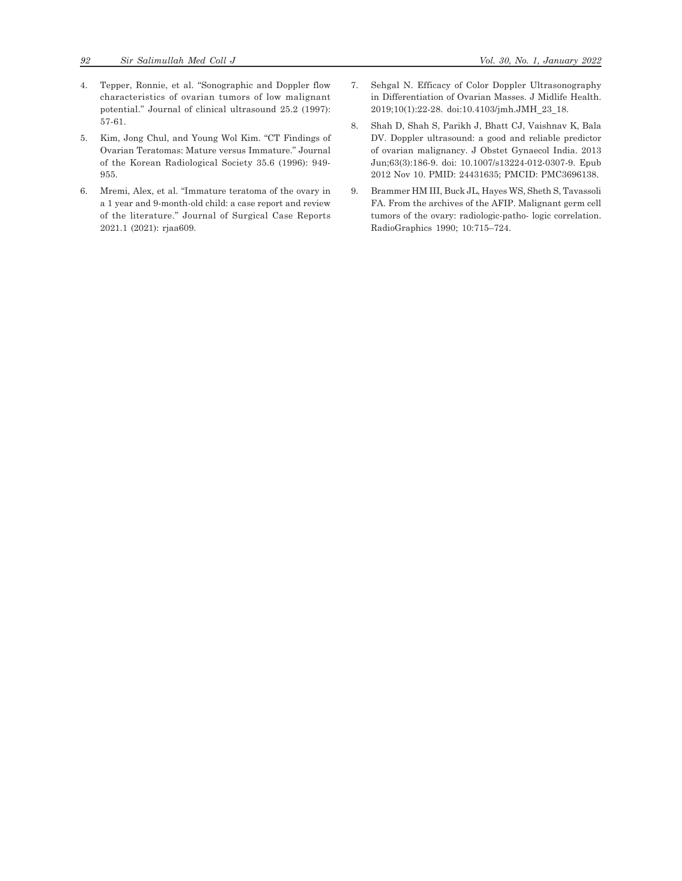4. Tepper, Ronnie, et al. "Sonographic and Doppler flow characteristics of ovarian tumors of low malignant potential." Journal of clinical ultrasound 25.2 (1997): 57-61.
5. Kim, Jong Chul, and Young Wol Kim. "CT Findings of Ovarian Teratomas: Mature versus Immature." Journal of the Korean Radiological Society 35.6 (1996): 949-955.
6. Mremi, Alex, et al. "Immature teratoma of the ovary in a 1 year and 9-month-old child: a case report and review of the literature." Journal of Surgical Case Reports 2021.1 (2021): rjaa609.
7. Sehgal N. Efficacy of Color Doppler Ultrasonography in Differentiation of Ovarian Masses. J Midlife Health. 2019;10(1):22-28. doi:10.4103/jmh.JMH_23_18.
8. Shah D, Shah S, Parikh J, Bhatt CJ, Vaishnav K, Bala DV. Doppler ultrasound: a good and reliable predictor of ovarian malignancy. J Obstet Gynaecol India. 2013 Jun;63(3):186-9. doi: 10.1007/s13224-012-0307-9. Epub 2012 Nov 10. PMID: 24431635; PMCID: PMC3696138.
9. Brammer HM III, Buck JL, Hayes WS, Sheth S, Tavassoli FA. From the archives of the AFIP. Malignant germ cell tumors of the ovary: radiologic-patho- logic correlation. RadioGraphics 1990; 10:715–724.